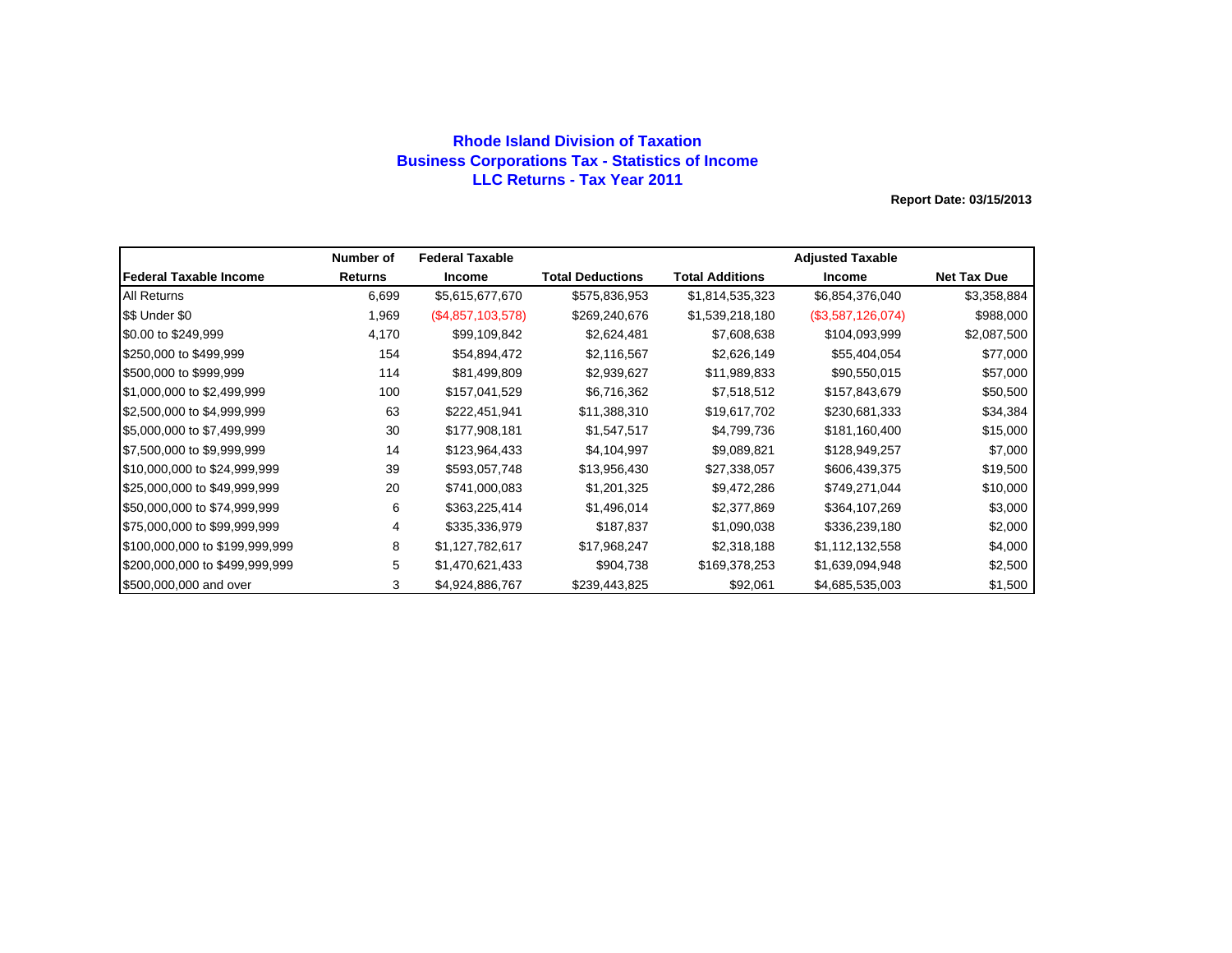# Rhode Island Division of Taxation
## Business Corporations Tax - Statistics of Income
## LLC Returns - Tax Year 2011

**Report Date: 03/15/2013**

| Federal Taxable Income | Number of Returns | Federal Taxable Income | Total Deductions | Total Additions | Adjusted Taxable Income | Net Tax Due |
|---|---|---|---|---|---|---|
| All Returns | 6,699 | $5,615,677,670 | $575,836,953 | $1,814,535,323 | $6,854,376,040 | $3,358,884 |
| $$ Under $0 | 1,969 | ($4,857,103,578) | $269,240,676 | $1,539,218,180 | ($3,587,126,074) | $988,000 |
| $0.00 to $249,999 | 4,170 | $99,109,842 | $2,624,481 | $7,608,638 | $104,093,999 | $2,087,500 |
| $250,000 to $499,999 | 154 | $54,894,472 | $2,116,567 | $2,626,149 | $55,404,054 | $77,000 |
| $500,000 to $999,999 | 114 | $81,499,809 | $2,939,627 | $11,989,833 | $90,550,015 | $57,000 |
| $1,000,000 to $2,499,999 | 100 | $157,041,529 | $6,716,362 | $7,518,512 | $157,843,679 | $50,500 |
| $2,500,000 to $4,999,999 | 63 | $222,451,941 | $11,388,310 | $19,617,702 | $230,681,333 | $34,384 |
| $5,000,000 to $7,499,999 | 30 | $177,908,181 | $1,547,517 | $4,799,736 | $181,160,400 | $15,000 |
| $7,500,000 to $9,999,999 | 14 | $123,964,433 | $4,104,997 | $9,089,821 | $128,949,257 | $7,000 |
| $10,000,000 to $24,999,999 | 39 | $593,057,748 | $13,956,430 | $27,338,057 | $606,439,375 | $19,500 |
| $25,000,000 to $49,999,999 | 20 | $741,000,083 | $1,201,325 | $9,472,286 | $749,271,044 | $10,000 |
| $50,000,000 to $74,999,999 | 6 | $363,225,414 | $1,496,014 | $2,377,869 | $364,107,269 | $3,000 |
| $75,000,000 to $99,999,999 | 4 | $335,336,979 | $187,837 | $1,090,038 | $336,239,180 | $2,000 |
| $100,000,000 to $199,999,999 | 8 | $1,127,782,617 | $17,968,247 | $2,318,188 | $1,112,132,558 | $4,000 |
| $200,000,000 to $499,999,999 | 5 | $1,470,621,433 | $904,738 | $169,378,253 | $1,639,094,948 | $2,500 |
| $500,000,000 and over | 3 | $4,924,886,767 | $239,443,825 | $92,061 | $4,685,535,003 | $1,500 |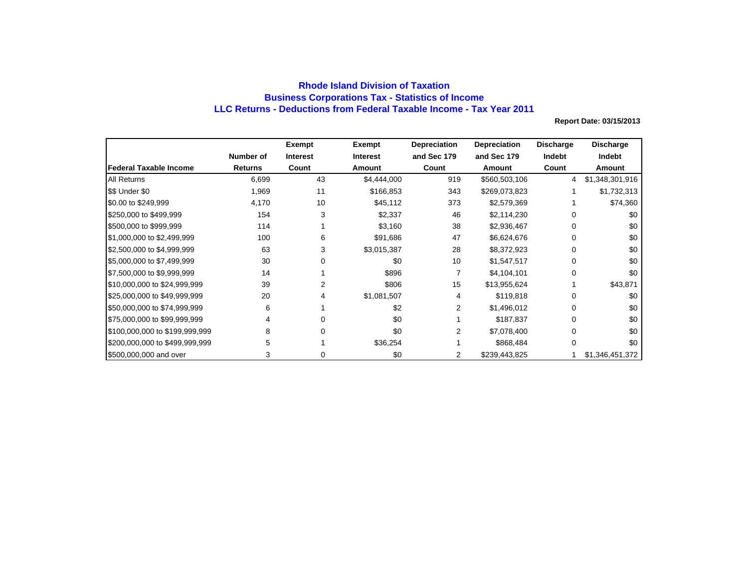# Rhode Island Division of Taxation
## Business Corporations Tax - Statistics of Income
## LLC Returns - Deductions from Federal Taxable Income - Tax Year 2011

**Report Date: 03/15/2013**

| Federal Taxable Income | Number of Returns | Exempt Interest Count | Exempt Interest Amount | Depreciation and Sec 179 Count | Depreciation and Sec 179 Amount | Discharge Indebt Count | Discharge Indebt Amount |
|---|---|---|---|---|---|---|---|
| All Returns | 6,699 | 43 | $4,444,000 | 919 | $560,503,106 | 4 | $1,348,301,916 |
| $$ Under $0 | 1,969 | 11 | $166,853 | 343 | $269,073,823 | 1 | $1,732,313 |
| $0.00 to $249,999 | 4,170 | 10 | $45,112 | 373 | $2,579,369 | 1 | $74,360 |
| $250,000 to $499,999 | 154 | 3 | $2,337 | 46 | $2,114,230 | 0 | $0 |
| $500,000 to $999,999 | 114 | 1 | $3,160 | 38 | $2,936,467 | 0 | $0 |
| $1,000,000 to $2,499,999 | 100 | 6 | $91,686 | 47 | $6,624,676 | 0 | $0 |
| $2,500,000 to $4,999,999 | 63 | 3 | $3,015,387 | 28 | $8,372,923 | 0 | $0 |
| $5,000,000 to $7,499,999 | 30 | 0 | $0 | 10 | $1,547,517 | 0 | $0 |
| $7,500,000 to $9,999,999 | 14 | 1 | $896 | 7 | $4,104,101 | 0 | $0 |
| $10,000,000 to $24,999,999 | 39 | 2 | $806 | 15 | $13,955,624 | 1 | $43,871 |
| $25,000,000 to $49,999,999 | 20 | 4 | $1,081,507 | 4 | $119,818 | 0 | $0 |
| $50,000,000 to $74,999,999 | 6 | 1 | $2 | 2 | $1,496,012 | 0 | $0 |
| $75,000,000 to $99,999,999 | 4 | 0 | $0 | 1 | $187,837 | 0 | $0 |
| $100,000,000 to $199,999,999 | 8 | 0 | $0 | 2 | $7,078,400 | 0 | $0 |
| $200,000,000 to $499,999,999 | 5 | 1 | $36,254 | 1 | $868,484 | 0 | $0 |
| $500,000,000 and over | 3 | 0 | $0 | 2 | $239,443,825 | 1 | $1,346,451,372 |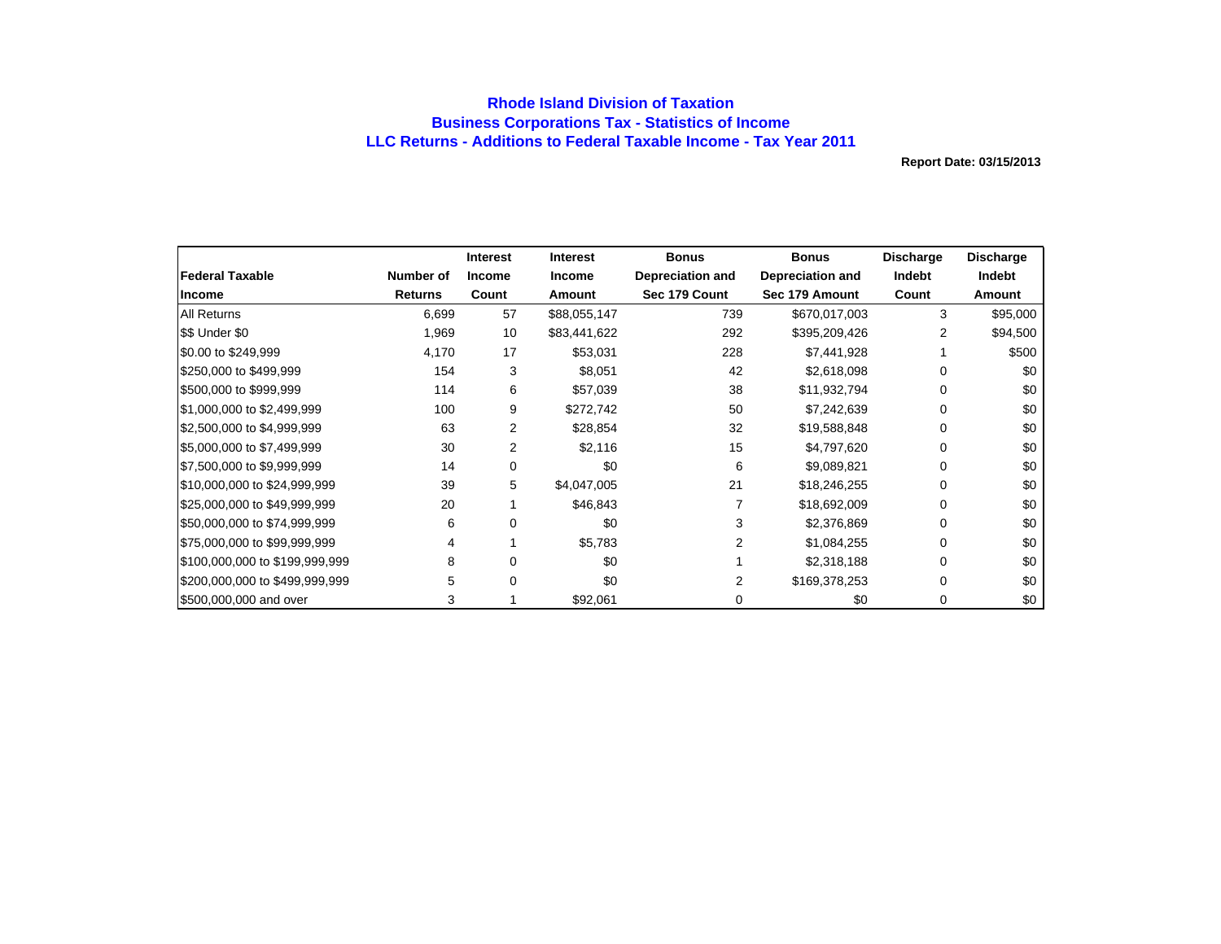# Rhode Island Division of Taxation
## Business Corporations Tax - Statistics of Income
## LLC Returns - Additions to Federal Taxable Income - Tax Year 2011

**Report Date: 03/15/2013**

| Federal Taxable Income | Number of Returns | Interest Income Count | Interest Income Amount | Bonus Depreciation and Sec 179 Count | Bonus Depreciation and Sec 179 Amount | Discharge Indebt Count | Discharge Indebt Amount |
|---|---|---|---|---|---|---|---|
| All Returns | 6,699 | 57 | $88,055,147 | 739 | $670,017,003 | 3 | $95,000 |
| $$ Under $0 | 1,969 | 10 | $83,441,622 | 292 | $395,209,426 | 2 | $94,500 |
| $0.00 to $249,999 | 4,170 | 17 | $53,031 | 228 | $7,441,928 | 1 | $500 |
| $250,000 to $499,999 | 154 | 3 | $8,051 | 42 | $2,618,098 | 0 | $0 |
| $500,000 to $999,999 | 114 | 6 | $57,039 | 38 | $11,932,794 | 0 | $0 |
| $1,000,000 to $2,499,999 | 100 | 9 | $272,742 | 50 | $7,242,639 | 0 | $0 |
| $2,500,000 to $4,999,999 | 63 | 2 | $28,854 | 32 | $19,588,848 | 0 | $0 |
| $5,000,000 to $7,499,999 | 30 | 2 | $2,116 | 15 | $4,797,620 | 0 | $0 |
| $7,500,000 to $9,999,999 | 14 | 0 | $0 | 6 | $9,089,821 | 0 | $0 |
| $10,000,000 to $24,999,999 | 39 | 5 | $4,047,005 | 21 | $18,246,255 | 0 | $0 |
| $25,000,000 to $49,999,999 | 20 | 1 | $46,843 | 7 | $18,692,009 | 0 | $0 |
| $50,000,000 to $74,999,999 | 6 | 0 | $0 | 3 | $2,376,869 | 0 | $0 |
| $75,000,000 to $99,999,999 | 4 | 1 | $5,783 | 2 | $1,084,255 | 0 | $0 |
| $100,000,000 to $199,999,999 | 8 | 0 | $0 | 1 | $2,318,188 | 0 | $0 |
| $200,000,000 to $499,999,999 | 5 | 0 | $0 | 2 | $169,378,253 | 0 | $0 |
| $500,000,000 and over | 3 | 1 | $92,061 | 0 | $0 | 0 | $0 |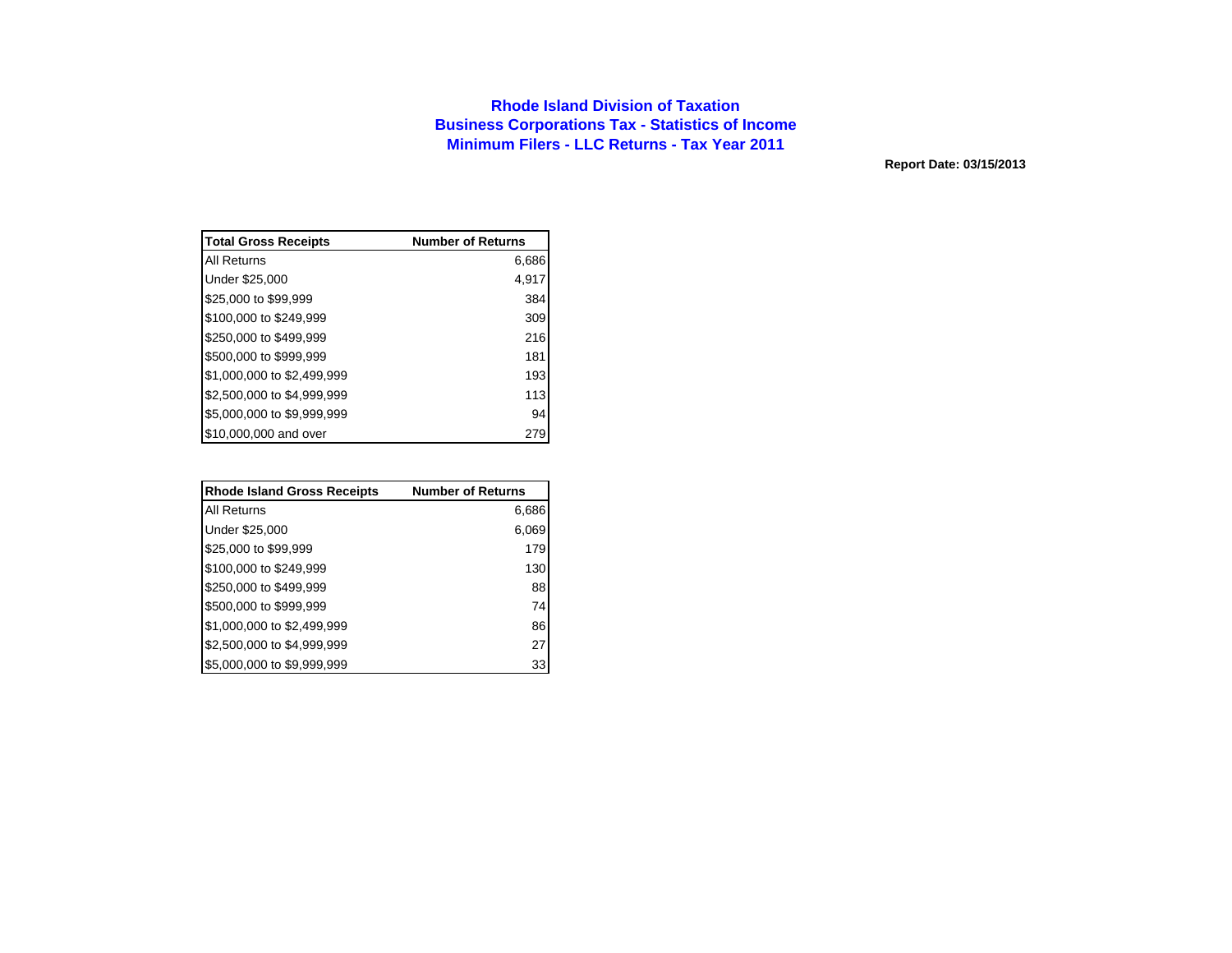# Rhode Island Division of Taxation
## Business Corporations Tax - Statistics of Income
## Minimum Filers - LLC Returns - Tax Year 2011

**Report Date: 03/15/2013**

| Total Gross Receipts | Number of Returns |
|---|---|
| All Returns | 6,686 |
| Under $25,000 | 4,917 |
| $25,000 to $99,999 | 384 |
| $100,000 to $249,999 | 309 |
| $250,000 to $499,999 | 216 |
| $500,000 to $999,999 | 181 |
| $1,000,000 to $2,499,999 | 193 |
| $2,500,000 to $4,999,999 | 113 |
| $5,000,000 to $9,999,999 | 94 |
| $10,000,000 and over | 279 |

| Rhode Island Gross Receipts | Number of Returns |
|---|---|
| All Returns | 6,686 |
| Under $25,000 | 6,069 |
| $25,000 to $99,999 | 179 |
| $100,000 to $249,999 | 130 |
| $250,000 to $499,999 | 88 |
| $500,000 to $999,999 | 74 |
| $1,000,000 to $2,499,999 | 86 |
| $2,500,000 to $4,999,999 | 27 |
| $5,000,000 to $9,999,999 | 33 |